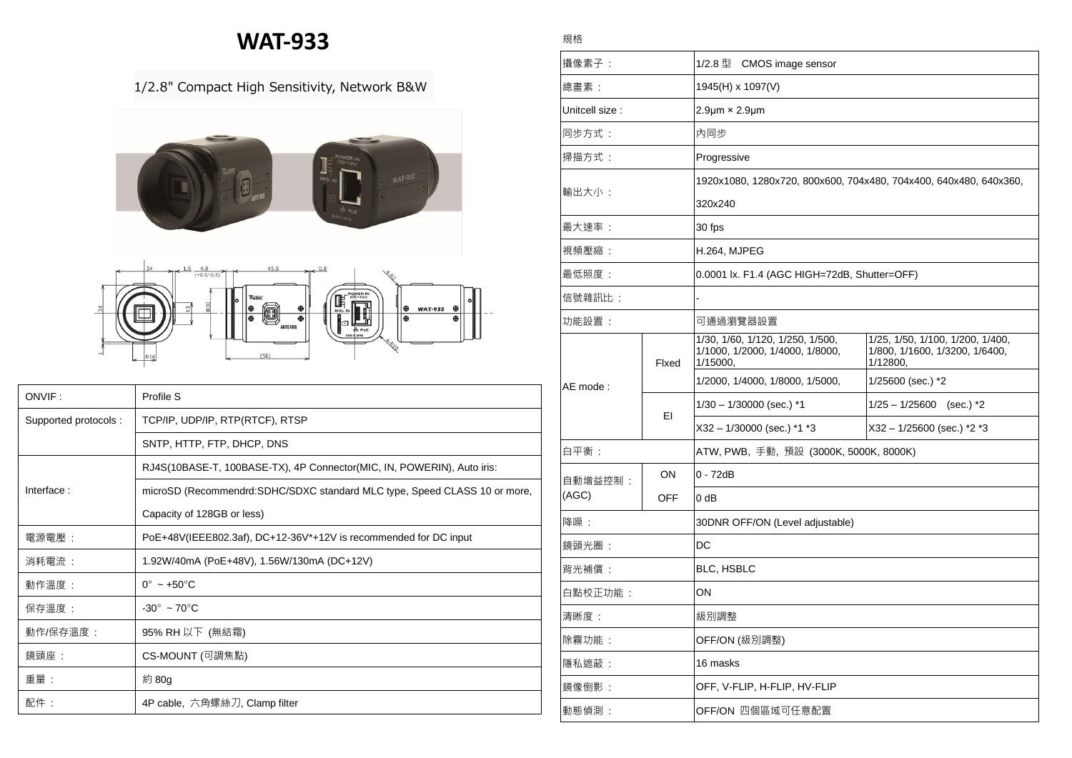# WAT-933

1/2.8" Compact High Sensitivity, Network B&W

| ONVIF : | Profile S |
|---|---|
| Supported protocols : | TCP/IP, UDP/IP, RTP(RTCF), RTSP |
| | SNTP, HTTP, FTP, DHCP, DNS |
| Interface : | RJ4S(10BASE-T, 100BASE-TX), 4P Connector(MIC, IN, POWERIN), Auto iris: |
| | microSD (Recommendrd:SDHC/SDXC standard MLC type, Speed CLASS 10 or more, Capacity of 128GB or less) |
| 電源電壓： | PoE+48V(IEEE802.3af), DC+12-36V*+12V is recommended for DC input |
| 消耗電流： | 1.92W/40mA (PoE+48V), 1.56W/130mA (DC+12V) |
| 動作溫度： | 0° ~ +50°C |
| 保存溫度： | -30° ~ 70°C |
| 動作/保存溼度： | 95% RH 以下 (無結霜) |
| 鏡頭座： | CS-MOUNT (可調焦點) |
| 重量： | 約 80g |
| 配件： | 4P cable, 六角螺絲刀, Clamp filter |

規格

| 攝像素子： | | 1/2.8 型　CMOS image sensor | |
|---|---|---|---|
| 總畫素： | | 1945(H) x 1097(V) | |
| Unitcell size : | | 2.9μm × 2.9μm | |
| 同步方式： | | 內同步 | |
| 掃描方式： | | Progressive | |
| 輸出大小： | | 1920x1080, 1280x720, 800x600, 704x480, 704x400, 640x480, 640x360, 320x240 | |
| 最大速率： | | 30 fps | |
| 視頻壓縮： | | H.264, MJPEG | |
| 最低照度： | | 0.0001 lx. F1.4 (AGC HIGH=72dB, Shutter=OFF) | |
| 信號雜訊比： | | - | |
| 功能設置： | | 可通過瀏覽器設置 | |
| AE mode : | FIxed | 1/30, 1/60, 1/120, 1/250, 1/500, 1/1000, 1/2000, 1/4000, 1/8000, 1/15000, | 1/25, 1/50, 1/100, 1/200, 1/400, 1/800, 1/1600, 1/3200, 1/6400, 1/12800, |
| | | 1/2000, 1/4000, 1/8000, 1/5000, | 1/25600 (sec.) *2 |
| | EI | 1/30 – 1/30000 (sec.) *1 | 1/25 – 1/25600　(sec.) *2 |
| | | X32 – 1/30000 (sec.) *1 *3 | X32 – 1/25600 (sec.) *2 *3 |
| 白平衡： | | ATW, PWB, 手動, 預設 (3000K, 5000K, 8000K) | |
| 自動增益控制：(AGC) | ON | 0 - 72dB | |
| | OFF | 0 dB | |
| 降噪： | | 30DNR OFF/ON (Level adjustable) | |
| 鏡頭光圈： | | DC | |
| 背光補償： | | BLC, HSBLC | |
| 白點校正功能： | | ON | |
| 清晰度： | | 級別調整 | |
| 除霧功能： | | OFF/ON (級別調整) | |
| 隱私遮蔽： | | 16 masks | |
| 鏡像倒影： | | OFF, V-FLIP, H-FLIP, HV-FLIP | |
| 動態偵測： | | OFF/ON 四個區域可任意配置 | |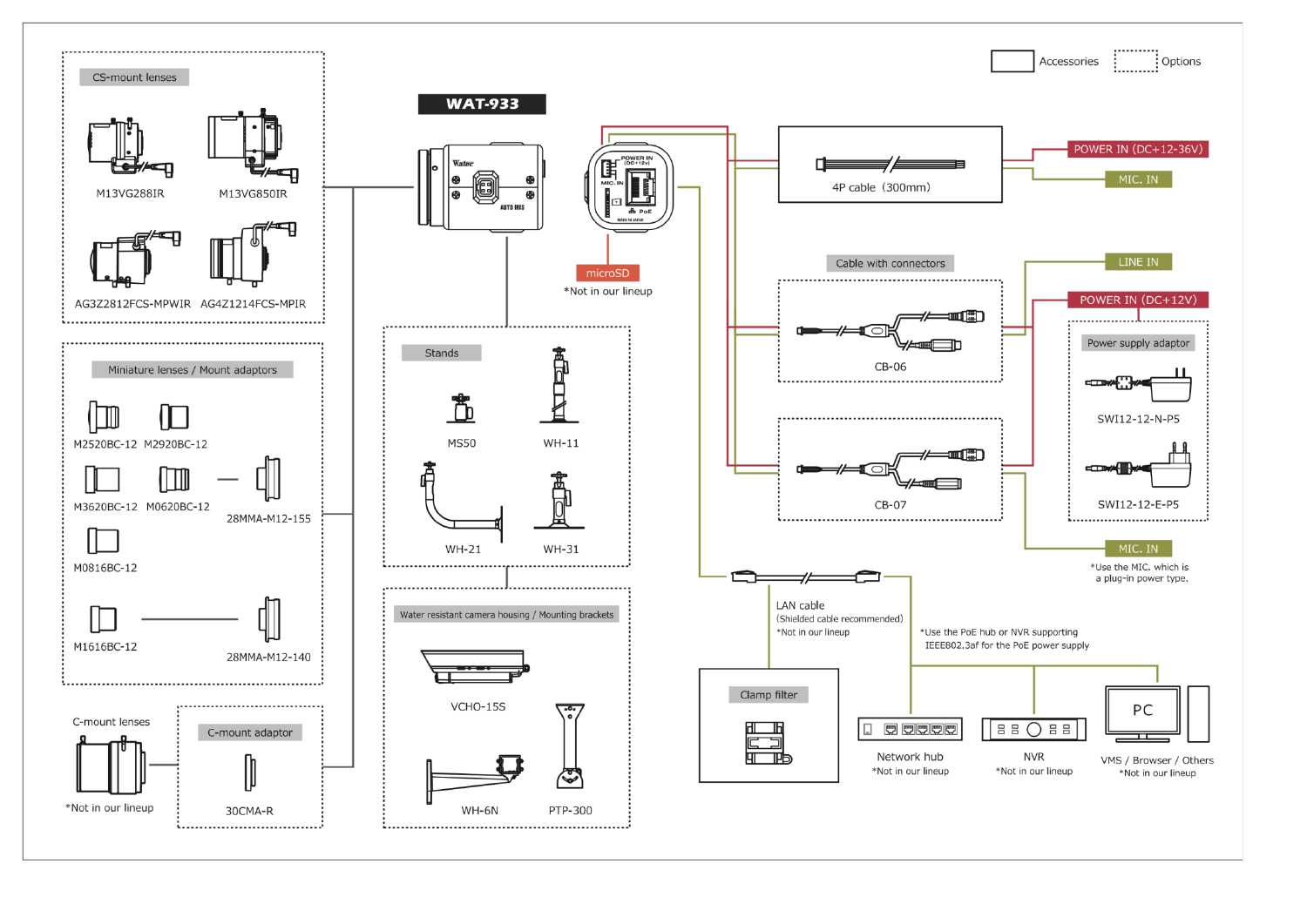Accessories
Options

# WAT-933

## CS-mount lenses

M13VG288IR
M13VG850IR
AG3Z2812FCS-MPWIR
AG4Z1214FCS-MPIR

## Miniature lenses / Mount adaptors

M2520BC-12
M2920BC-12
M3620BC-12
M0620BC-12
28MMA-M12-155
M0816BC-12
M1616BC-12
28MMA-M12-140

C-mount lenses
*Not in our lineup

## C-mount adaptor

30CMA-R

POWER IN (DC+12v)
MIC. IN
PoE
MADE IN JAPAN

microSD
*Not in our lineup

## Stands

MS50
WH-11
WH-21
WH-31

## Water resistant camera housing / Mounting brackets

VCHO-15S
WH-6N
PTP-300

4P cable（300mm）

POWER IN (DC+12-36V)
MIC. IN

## Cable with connectors

CB-06
CB-07

LINE IN
POWER IN (DC+12V)

## Power supply adaptor

SWI12-12-N-P5
SWI12-12-E-P5

MIC. IN
*Use the MIC. which is a plug-in power type.

LAN cable
(Shielded cable recommended)
*Not in our lineup

*Use the PoE hub or NVR supporting IEEE802.3af for the PoE power supply

## Clamp filter

Network hub
*Not in our lineup

NVR
*Not in our lineup

PC
VMS / Browser / Others
*Not in our lineup